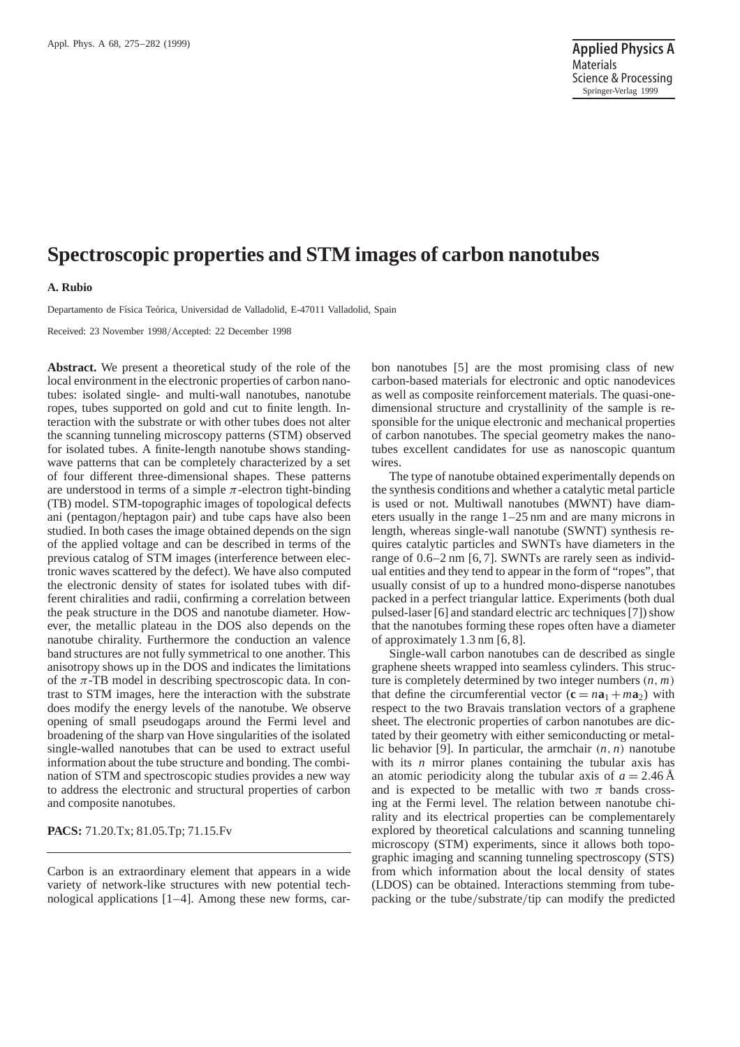# Spectroscopic properties and STM images of carbon nanotubes

**A. Rubio**

Departamento de Física Teórica, Universidad de Valladolid, E-47011 Valladolid, Spain

Received: 23 November 1998/Accepted: 22 December 1998

**Abstract.** We present a theoretical study of the role of the local environment in the electronic properties of carbon nanotubes: isolated single- and multi-wall nanotubes, nanotube ropes, tubes supported on gold and cut to finite length. Interaction with the substrate or with other tubes does not alter the scanning tunneling microscopy patterns (STM) observed for isolated tubes. A finite-length nanotube shows standing-wave patterns that can be completely characterized by a set of four different three-dimensional shapes. These patterns are understood in terms of a simple $\pi$-electron tight-binding (TB) model. STM-topographic images of topological defects ani (pentagon/heptagon pair) and tube caps have also been studied. In both cases the image obtained depends on the sign of the applied voltage and can be described in terms of the previous catalog of STM images (interference between electronic waves scattered by the defect). We have also computed the electronic density of states for isolated tubes with different chiralities and radii, confirming a correlation between the peak structure in the DOS and nanotube diameter. However, the metallic plateau in the DOS also depends on the nanotube chirality. Furthermore the conduction an valence band structures are not fully symmetrical to one another. This anisotropy shows up in the DOS and indicates the limitations of the $\pi$-TB model in describing spectroscopic data. In contrast to STM images, here the interaction with the substrate does modify the energy levels of the nanotube. We observe opening of small pseudogaps around the Fermi level and broadening of the sharp van Hove singularities of the isolated single-walled nanotubes that can be used to extract useful information about the tube structure and bonding. The combination of STM and spectroscopic studies provides a new way to address the electronic and structural properties of carbon and composite nanotubes.

**PACS:** 71.20.Tx; 81.05.Tp; 71.15.Fv

---

Carbon is an extraordinary element that appears in a wide variety of network-like structures with new potential technological applications [1–4]. Among these new forms, carbon nanotubes [5] are the most promising class of new carbon-based materials for electronic and optic nanodevices as well as composite reinforcement materials. The quasi-one-dimensional structure and crystallinity of the sample is responsible for the unique electronic and mechanical properties of carbon nanotubes. The special geometry makes the nanotubes excellent candidates for use as nanoscopic quantum wires.

The type of nanotube obtained experimentally depends on the synthesis conditions and whether a catalytic metal particle is used or not. Multiwall nanotubes (MWNT) have diameters usually in the range 1–25 nm and are many microns in length, whereas single-wall nanotube (SWNT) synthesis requires catalytic particles and SWNTs have diameters in the range of 0.6–2 nm [6, 7]. SWNTs are rarely seen as individual entities and they tend to appear in the form of "ropes", that usually consist of up to a hundred mono-disperse nanotubes packed in a perfect triangular lattice. Experiments (both dual pulsed-laser [6] and standard electric arc techniques [7]) show that the nanotubes forming these ropes often have a diameter of approximately 1.3 nm [6, 8].

Single-wall carbon nanotubes can de described as single graphene sheets wrapped into seamless cylinders. This structure is completely determined by two integer numbers $(n, m)$ that define the circumferential vector ($\mathbf{c} = n\mathbf{a}_1 + m\mathbf{a}_2$) with respect to the two Bravais translation vectors of a graphene sheet. The electronic properties of carbon nanotubes are dictated by their geometry with either semiconducting or metallic behavior [9]. In particular, the armchair $(n, n)$ nanotube with its $n$ mirror planes containing the tubular axis has an atomic periodicity along the tubular axis of $a = 2.46$ Å and is expected to be metallic with two $\pi$ bands crossing at the Fermi level. The relation between nanotube chirality and its electrical properties can be complementarely explored by theoretical calculations and scanning tunneling microscopy (STM) experiments, since it allows both topographic imaging and scanning tunneling spectroscopy (STS) from which information about the local density of states (LDOS) can be obtained. Interactions stemming from tube-packing or the tube/substrate/tip can modify the predicted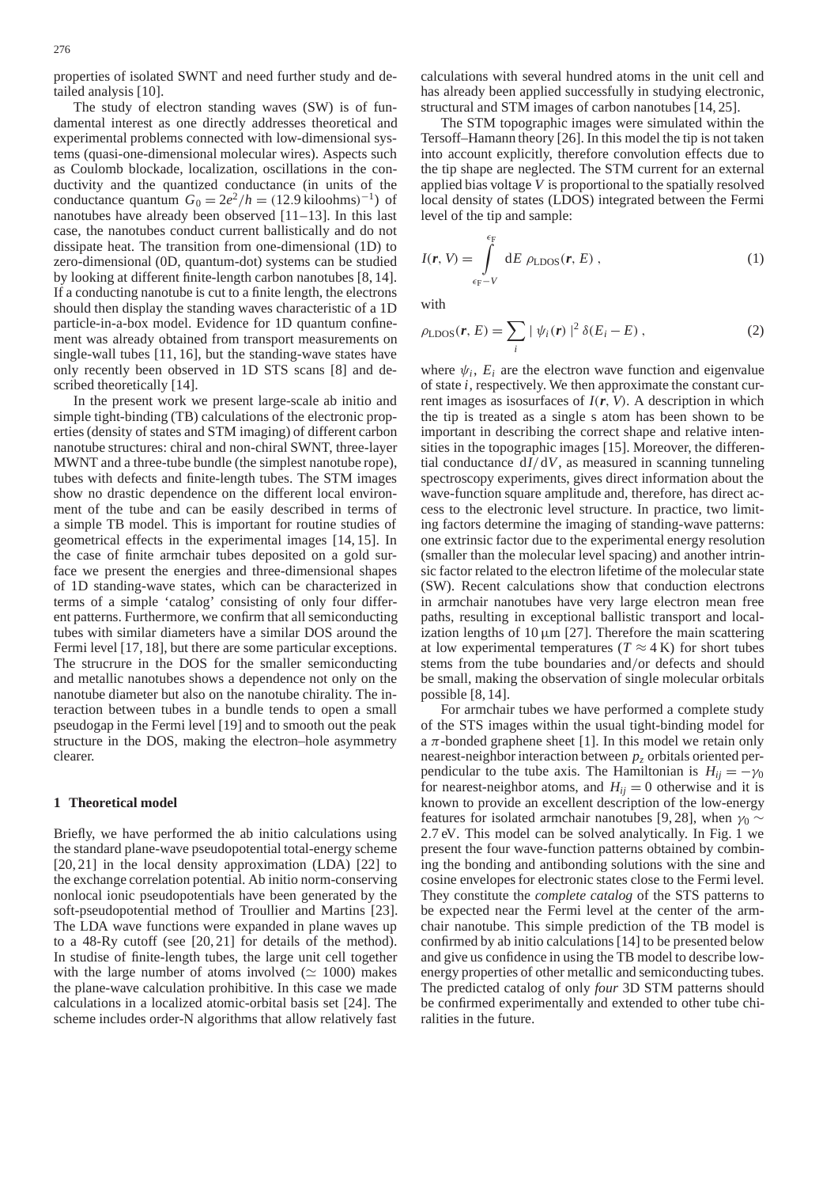properties of isolated SWNT and need further study and detailed analysis [10].

The study of electron standing waves (SW) is of fundamental interest as one directly addresses theoretical and experimental problems connected with low-dimensional systems (quasi-one-dimensional molecular wires). Aspects such as Coulomb blockade, localization, oscillations in the conductivity and the quantized conductance (in units of the conductance quantum $G_0 = 2e^2/h = (12.9\,\text{kiloohms})^{-1}$) of nanotubes have already been observed [11–13]. In this last case, the nanotubes conduct current ballistically and do not dissipate heat. The transition from one-dimensional (1D) to zero-dimensional (0D, quantum-dot) systems can be studied by looking at different finite-length carbon nanotubes [8, 14]. If a conducting nanotube is cut to a finite length, the electrons should then display the standing waves characteristic of a 1D particle-in-a-box model. Evidence for 1D quantum confinement was already obtained from transport measurements on single-wall tubes [11, 16], but the standing-wave states have only recently been observed in 1D STS scans [8] and described theoretically [14].

In the present work we present large-scale ab initio and simple tight-binding (TB) calculations of the electronic properties (density of states and STM imaging) of different carbon nanotube structures: chiral and non-chiral SWNT, three-layer MWNT and a three-tube bundle (the simplest nanotube rope), tubes with defects and finite-length tubes. The STM images show no drastic dependence on the different local environment of the tube and can be easily described in terms of a simple TB model. This is important for routine studies of geometrical effects in the experimental images [14, 15]. In the case of finite armchair tubes deposited on a gold surface we present the energies and three-dimensional shapes of 1D standing-wave states, which can be characterized in terms of a simple 'catalog' consisting of only four different patterns. Furthermore, we confirm that all semiconducting tubes with similar diameters have a similar DOS around the Fermi level [17, 18], but there are some particular exceptions. The strucrure in the DOS for the smaller semiconducting and metallic nanotubes shows a dependence not only on the nanotube diameter but also on the nanotube chirality. The interaction between tubes in a bundle tends to open a small pseudogap in the Fermi level [19] and to smooth out the peak structure in the DOS, making the electron–hole asymmetry clearer.

## 1 Theoretical model

Briefly, we have performed the ab initio calculations using the standard plane-wave pseudopotential total-energy scheme [20, 21] in the local density approximation (LDA) [22] to the exchange correlation potential. Ab initio norm-conserving nonlocal ionic pseudopotentials have been generated by the soft-pseudopotential method of Troullier and Martins [23]. The LDA wave functions were expanded in plane waves up to a 48-Ry cutoff (see [20, 21] for details of the method). In studise of finite-length tubes, the large unit cell together with the large number of atoms involved ($\simeq 1000$) makes the plane-wave calculation prohibitive. In this case we made calculations in a localized atomic-orbital basis set [24]. The scheme includes order-N algorithms that allow relatively fast calculations with several hundred atoms in the unit cell and has already been applied successfully in studying electronic, structural and STM images of carbon nanotubes [14, 25].

The STM topographic images were simulated within the Tersoff–Hamann theory [26]. In this model the tip is not taken into account explicitly, therefore convolution effects due to the tip shape are neglected. The STM current for an external applied bias voltage $V$ is proportional to the spatially resolved local density of states (LDOS) integrated between the Fermi level of the tip and sample:

$$I(\boldsymbol{r}, V) = \int_{\epsilon_F - V}^{\epsilon_F} \mathrm{d}E \; \rho_{\text{LDOS}}(\boldsymbol{r}, E) \,, \tag{1}$$

with

$$\rho_{\text{LDOS}}(\boldsymbol{r}, E) = \sum_i |\, \psi_i(\boldsymbol{r}) \,|^2 \, \delta(E_i - E) \,, \tag{2}$$

where $\psi_i$, $E_i$ are the electron wave function and eigenvalue of state $i$, respectively. We then approximate the constant current images as isosurfaces of $I(\boldsymbol{r}, V)$. A description in which the tip is treated as a single s atom has been shown to be important in describing the correct shape and relative intensities in the topographic images [15]. Moreover, the differential conductance $\mathrm{d}I/\mathrm{d}V$, as measured in scanning tunneling spectroscopy experiments, gives direct information about the wave-function square amplitude and, therefore, has direct access to the electronic level structure. In practice, two limiting factors determine the imaging of standing-wave patterns: one extrinsic factor due to the experimental energy resolution (smaller than the molecular level spacing) and another intrinsic factor related to the electron lifetime of the molecular state (SW). Recent calculations show that conduction electrons in armchair nanotubes have very large electron mean free paths, resulting in exceptional ballistic transport and localization lengths of $10\,\mu$m [27]. Therefore the main scattering at low experimental temperatures ($T \approx 4\,$K) for short tubes stems from the tube boundaries and/or defects and should be small, making the observation of single molecular orbitals possible [8, 14].

For armchair tubes we have performed a complete study of the STS images within the usual tight-binding model for a $\pi$-bonded graphene sheet [1]. In this model we retain only nearest-neighbor interaction between $p_z$ orbitals oriented perpendicular to the tube axis. The Hamiltonian is $H_{ij} = -\gamma_0$ for nearest-neighbor atoms, and $H_{ij} = 0$ otherwise and it is known to provide an excellent description of the low-energy features for isolated armchair nanotubes [9, 28], when $\gamma_0 \sim 2.7\,$eV. This model can be solved analytically. In Fig. 1 we present the four wave-function patterns obtained by combining the bonding and antibonding solutions with the sine and cosine envelopes for electronic states close to the Fermi level. They constitute the *complete catalog* of the STS patterns to be expected near the Fermi level at the center of the armchair nanotube. This simple prediction of the TB model is confirmed by ab initio calculations [14] to be presented below and give us confidence in using the TB model to describe low-energy properties of other metallic and semiconducting tubes. The predicted catalog of only *four* 3D STM patterns should be confirmed experimentally and extended to other tube chiralities in the future.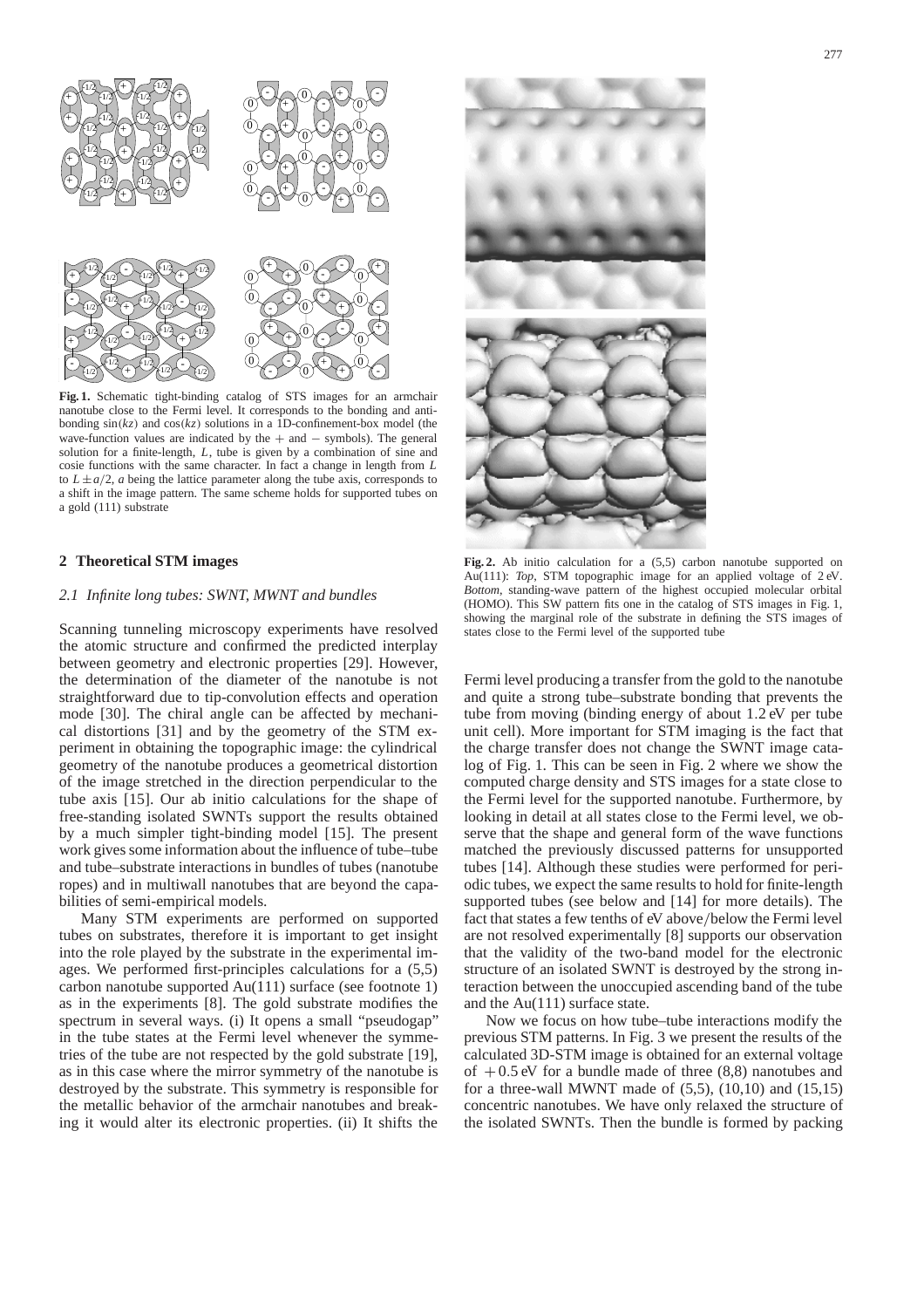**Fig. 1.** Schematic tight-binding catalog of STS images for an armchair nanotube close to the Fermi level. It corresponds to the bonding and anti-bonding $\sin(kz)$ and $\cos(kz)$ solutions in a 1D-confinement-box model (the wave-function values are indicated by the $+$ and $-$ symbols). The general solution for a finite-length, $L$, tube is given by a combination of sine and cosie functions with the same character. In fact a change in length from $L$ to $L \pm a/2$, $a$ being the lattice parameter along the tube axis, corresponds to a shift in the image pattern. The same scheme holds for supported tubes on a gold (111) substrate

## 2 Theoretical STM images

### 2.1 *Infinite long tubes: SWNT, MWNT and bundles*

Scanning tunneling microscopy experiments have resolved the atomic structure and confirmed the predicted interplay between geometry and electronic properties [29]. However, the determination of the diameter of the nanotube is not straightforward due to tip-convolution effects and operation mode [30]. The chiral angle can be affected by mechanical distortions [31] and by the geometry of the STM experiment in obtaining the topographic image: the cylindrical geometry of the nanotube produces a geometrical distortion of the image stretched in the direction perpendicular to the tube axis [15]. Our ab initio calculations for the shape of free-standing isolated SWNTs support the results obtained by a much simpler tight-binding model [15]. The present work gives some information about the influence of tube–tube and tube–substrate interactions in bundles of tubes (nanotube ropes) and in multiwall nanotubes that are beyond the capabilities of semi-empirical models.

Many STM experiments are performed on supported tubes on substrates, therefore it is important to get insight into the role played by the substrate in the experimental images. We performed first-principles calculations for a (5,5) carbon nanotube supported Au(111) surface (see footnote 1) as in the experiments [8]. The gold substrate modifies the spectrum in several ways. (i) It opens a small "pseudogap" in the tube states at the Fermi level whenever the symmetries of the tube are not respected by the gold substrate [19], as in this case where the mirror symmetry of the nanotube is destroyed by the substrate. This symmetry is responsible for the metallic behavior of the armchair nanotubes and breaking it would alter its electronic properties. (ii) It shifts the Fermi level producing a transfer from the gold to the nanotube and quite a strong tube–substrate bonding that prevents the tube from moving (binding energy of about 1.2 eV per tube unit cell). More important for STM imaging is the fact that the charge transfer does not change the SWNT image catalog of Fig. 1. This can be seen in Fig. 2 where we show the computed charge density and STS images for a state close to the Fermi level for the supported nanotube. Furthermore, by looking in detail at all states close to the Fermi level, we observe that the shape and general form of the wave functions matched the previously discussed patterns for unsupported tubes [14]. Although these studies were performed for periodic tubes, we expect the same results to hold for finite-length supported tubes (see below and [14] for more details). The fact that states a few tenths of eV above/below the Fermi level are not resolved experimentally [8] supports our observation that the validity of the two-band model for the electronic structure of an isolated SWNT is destroyed by the strong interaction between the unoccupied ascending band of the tube and the Au(111) surface state.

**Fig. 2.** Ab initio calculation for a (5,5) carbon nanotube supported on Au(111): *Top*, STM topographic image for an applied voltage of 2 eV. *Bottom*, standing-wave pattern of the highest occupied molecular orbital (HOMO). This SW pattern fits one in the catalog of STS images in Fig. 1, showing the marginal role of the substrate in defining the STS images of states close to the Fermi level of the supported tube

Now we focus on how tube–tube interactions modify the previous STM patterns. In Fig. 3 we present the results of the calculated 3D-STM image is obtained for an external voltage of $+0.5$ eV for a bundle made of three (8,8) nanotubes and for a three-wall MWNT made of (5,5), (10,10) and (15,15) concentric nanotubes. We have only relaxed the structure of the isolated SWNTs. Then the bundle is formed by packing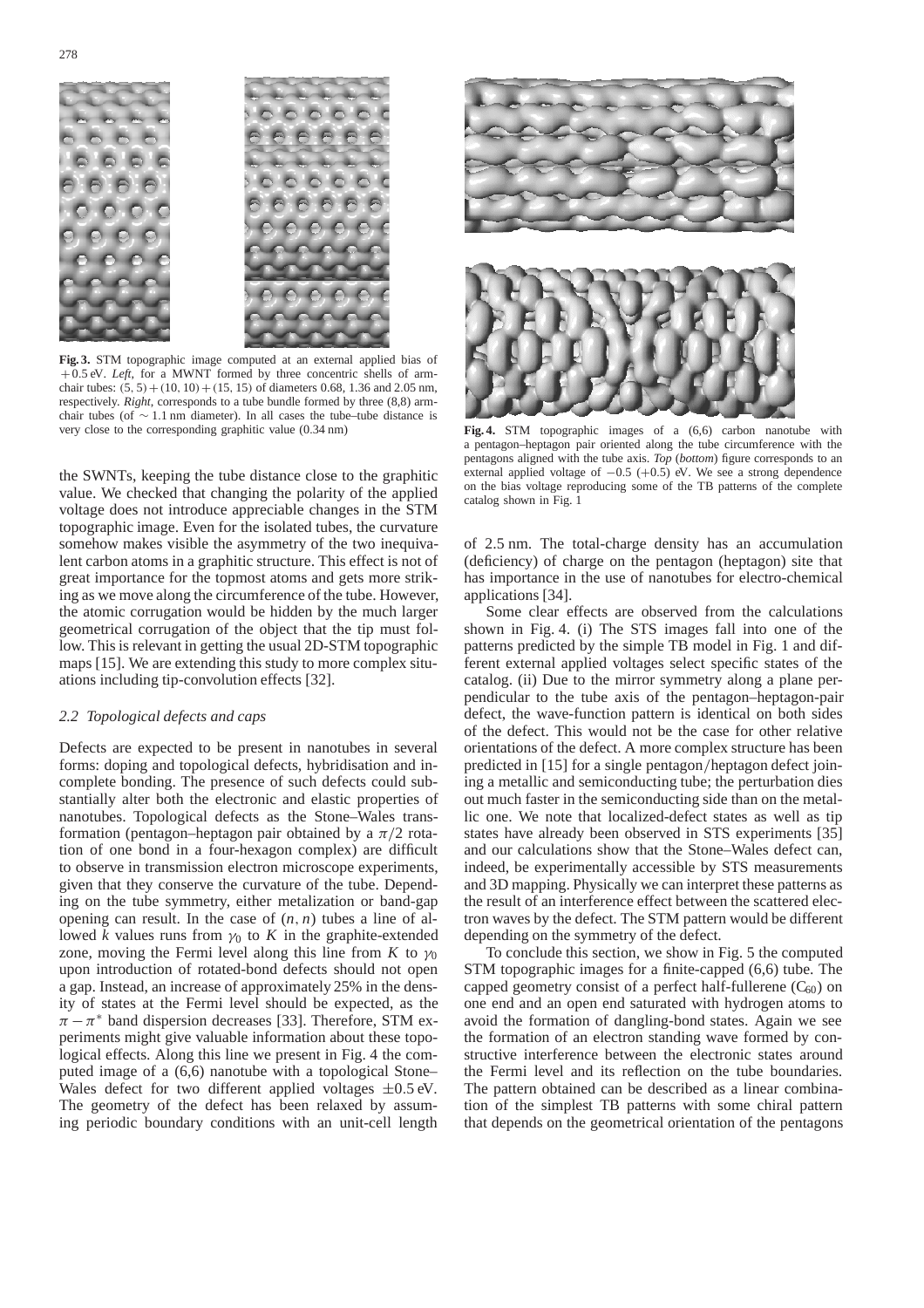**Fig. 3.** STM topographic image computed at an external applied bias of $+0.5$ eV. *Left*, for a MWNT formed by three concentric shells of armchair tubes: $(5,5)+(10,10)+(15,15)$ of diameters 0.68, 1.36 and 2.05 nm, respectively. *Right*, corresponds to a tube bundle formed by three (8,8) armchair tubes (of $\sim 1.1$ nm diameter). In all cases the tube–tube distance is very close to the corresponding graphitic value (0.34 nm)

**Fig. 4.** STM topographic images of a (6,6) carbon nanotube with a pentagon–heptagon pair oriented along the tube circumference with the pentagons aligned with the tube axis. *Top* (*bottom*) figure corresponds to an external applied voltage of $-0.5$ ($+0.5$) eV. We see a strong dependence on the bias voltage reproducing some of the TB patterns of the complete catalog shown in Fig. 1

the SWNTs, keeping the tube distance close to the graphitic value. We checked that changing the polarity of the applied voltage does not introduce appreciable changes in the STM topographic image. Even for the isolated tubes, the curvature somehow makes visible the asymmetry of the two inequivalent carbon atoms in a graphitic structure. This effect is not of great importance for the topmost atoms and gets more striking as we move along the circumference of the tube. However, the atomic corrugation would be hidden by the much larger geometrical corrugation of the object that the tip must follow. This is relevant in getting the usual 2D-STM topographic maps [15]. We are extending this study to more complex situations including tip-convolution effects [32].

### 2.2 Topological defects and caps

Defects are expected to be present in nanotubes in several forms: doping and topological defects, hybridisation and incomplete bonding. The presence of such defects could substantially alter both the electronic and elastic properties of nanotubes. Topological defects as the Stone–Wales transformation (pentagon–heptagon pair obtained by a $\pi/2$ rotation of one bond in a four-hexagon complex) are difficult to observe in transmission electron microscope experiments, given that they conserve the curvature of the tube. Depending on the tube symmetry, either metalization or band-gap opening can result. In the case of $(n,n)$ tubes a line of allowed $k$ values runs from $\gamma_0$ to $K$ in the graphite-extended zone, moving the Fermi level along this line from $K$ to $\gamma_0$ upon introduction of rotated-bond defects should not open a gap. Instead, an increase of approximately 25% in the density of states at the Fermi level should be expected, as the $\pi-\pi^*$ band dispersion decreases [33]. Therefore, STM experiments might give valuable information about these topological effects. Along this line we present in Fig. 4 the computed image of a (6,6) nanotube with a topological Stone–Wales defect for two different applied voltages $\pm 0.5$ eV. The geometry of the defect has been relaxed by assuming periodic boundary conditions with an unit-cell length of 2.5 nm. The total-charge density has an accumulation (deficiency) of charge on the pentagon (heptagon) site that has importance in the use of nanotubes for electro-chemical applications [34].

Some clear effects are observed from the calculations shown in Fig. 4. (i) The STS images fall into one of the patterns predicted by the simple TB model in Fig. 1 and different external applied voltages select specific states of the catalog. (ii) Due to the mirror symmetry along a plane perpendicular to the tube axis of the pentagon–heptagon-pair defect, the wave-function pattern is identical on both sides of the defect. This would not be the case for other relative orientations of the defect. A more complex structure has been predicted in [15] for a single pentagon/heptagon defect joining a metallic and semiconducting tube; the perturbation dies out much faster in the semiconducting side than on the metallic one. We note that localized-defect states as well as tip states have already been observed in STS experiments [35] and our calculations show that the Stone–Wales defect can, indeed, be experimentally accessible by STS measurements and 3D mapping. Physically we can interpret these patterns as the result of an interference effect between the scattered electron waves by the defect. The STM pattern would be different depending on the symmetry of the defect.

To conclude this section, we show in Fig. 5 the computed STM topographic images for a finite-capped (6,6) tube. The capped geometry consist of a perfect half-fullerene ($C_{60}$) on one end and an open end saturated with hydrogen atoms to avoid the formation of dangling-bond states. Again we see the formation of an electron standing wave formed by constructive interference between the electronic states around the Fermi level and its reflection on the tube boundaries. The pattern obtained can be described as a linear combination of the simplest TB patterns with some chiral pattern that depends on the geometrical orientation of the pentagons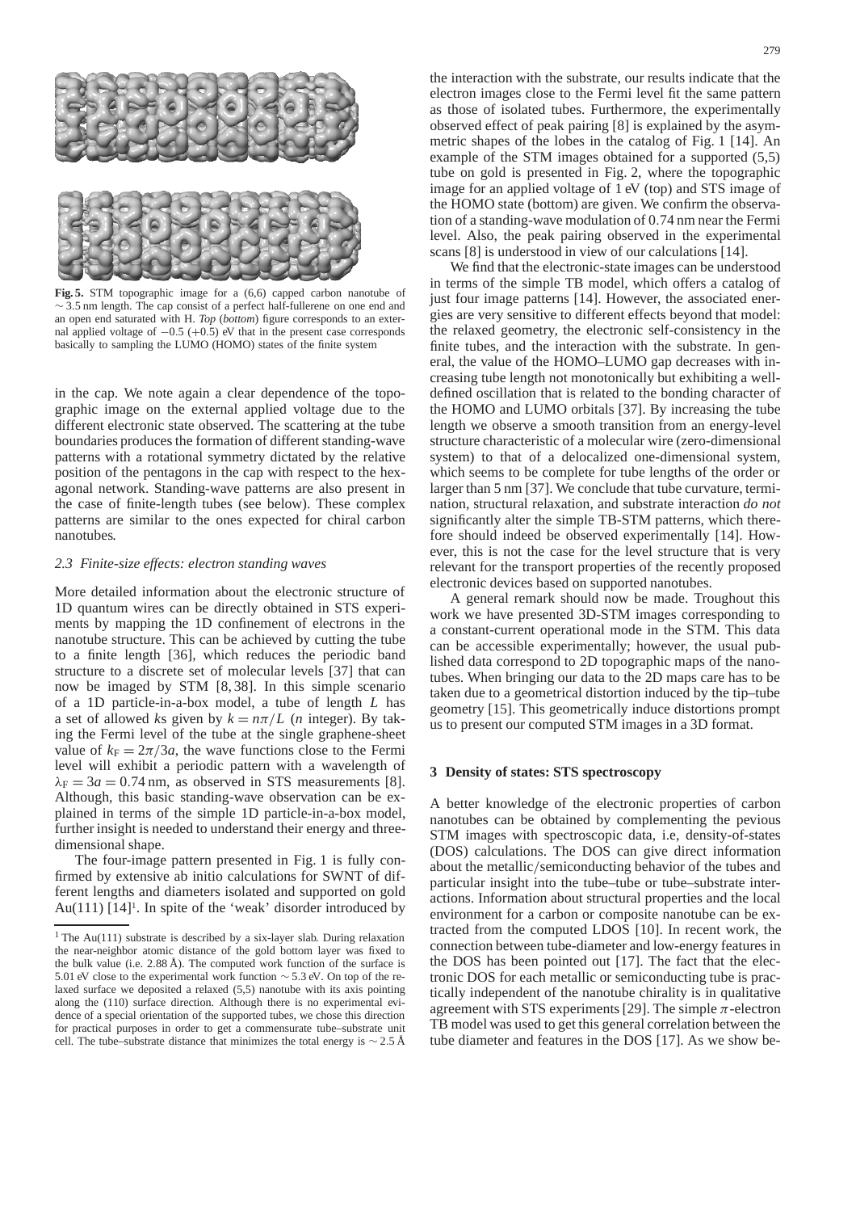**Fig. 5.** STM topographic image for a (6,6) capped carbon nanotube of $\sim 3.5$ nm length. The cap consist of a perfect half-fullerene on one end and an open end saturated with H. *Top* (*bottom*) figure corresponds to an external applied voltage of $-0.5$ ($+0.5$) eV that in the present case corresponds basically to sampling the LUMO (HOMO) states of the finite system

in the cap. We note again a clear dependence of the topographic image on the external applied voltage due to the different electronic state observed. The scattering at the tube boundaries produces the formation of different standing-wave patterns with a rotational symmetry dictated by the relative position of the pentagons in the cap with respect to the hexagonal network. Standing-wave patterns are also present in the case of finite-length tubes (see below). These complex patterns are similar to the ones expected for chiral carbon nanotubes.

### 2.3 Finite-size effects: electron standing waves

More detailed information about the electronic structure of 1D quantum wires can be directly obtained in STS experiments by mapping the 1D confinement of electrons in the nanotube structure. This can be achieved by cutting the tube to a finite length [36], which reduces the periodic band structure to a discrete set of molecular levels [37] that can now be imaged by STM [8, 38]. In this simple scenario of a 1D particle-in-a-box model, a tube of length $L$ has a set of allowed $k$s given by $k = n\pi/L$ ($n$ integer). By taking the Fermi level of the tube at the single graphene-sheet value of $k_F = 2\pi/3a$, the wave functions close to the Fermi level will exhibit a periodic pattern with a wavelength of $\lambda_F = 3a = 0.74$ nm, as observed in STS measurements [8]. Although, this basic standing-wave observation can be explained in terms of the simple 1D particle-in-a-box model, further insight is needed to understand their energy and three-dimensional shape.

The four-image pattern presented in Fig. 1 is fully confirmed by extensive ab initio calculations for SWNT of different lengths and diameters isolated and supported on gold Au(111) [14][1]. In spite of the 'weak' disorder introduced by the interaction with the substrate, our results indicate that the electron images close to the Fermi level fit the same pattern as those of isolated tubes. Furthermore, the experimentally observed effect of peak pairing [8] is explained by the asymmetric shapes of the lobes in the catalog of Fig. 1 [14]. An example of the STM images obtained for a supported (5,5) tube on gold is presented in Fig. 2, where the topographic image for an applied voltage of 1 eV (top) and STS image of the HOMO state (bottom) are given. We confirm the observation of a standing-wave modulation of 0.74 nm near the Fermi level. Also, the peak pairing observed in the experimental scans [8] is understood in view of our calculations [14].

We find that the electronic-state images can be understood in terms of the simple TB model, which offers a catalog of just four image patterns [14]. However, the associated energies are very sensitive to different effects beyond that model: the relaxed geometry, the electronic self-consistency in the finite tubes, and the interaction with the substrate. In general, the value of the HOMO–LUMO gap decreases with increasing tube length not monotonically but exhibiting a well-defined oscillation that is related to the bonding character of the HOMO and LUMO orbitals [37]. By increasing the tube length we observe a smooth transition from an energy-level structure characteristic of a molecular wire (zero-dimensional system) to that of a delocalized one-dimensional system, which seems to be complete for tube lengths of the order or larger than 5 nm [37]. We conclude that tube curvature, termination, structural relaxation, and substrate interaction *do not* significantly alter the simple TB-STM patterns, which therefore should indeed be observed experimentally [14]. However, this is not the case for the level structure that is very relevant for the transport properties of the recently proposed electronic devices based on supported nanotubes.

A general remark should now be made. Troughout this work we have presented 3D-STM images corresponding to a constant-current operational mode in the STM. This data can be accessible experimentally; however, the usual published data correspond to 2D topographic maps of the nanotubes. When bringing our data to the 2D maps care has to be taken due to a geometrical distortion induced by the tip–tube geometry [15]. This geometrically induce distortions prompt us to present our computed STM images in a 3D format.

## 3 Density of states: STS spectroscopy

A better knowledge of the electronic properties of carbon nanotubes can be obtained by complementing the pevious STM images with spectroscopic data, i.e, density-of-states (DOS) calculations. The DOS can give direct information about the metallic/semiconducting behavior of the tubes and particular insight into the tube–tube or tube–substrate interactions. Information about structural properties and the local environment for a carbon or composite nanotube can be extracted from the computed LDOS [10]. In recent work, the connection between tube-diameter and low-energy features in the DOS has been pointed out [17]. The fact that the electronic DOS for each metallic or semiconducting tube is practically independent of the nanotube chirality is in qualitative agreement with STS experiments [29]. The simple $\pi$-electron TB model was used to get this general correlation between the tube diameter and features in the DOS [17]. As we show be-

[1] The Au(111) substrate is described by a six-layer slab. During relaxation the near-neighbor atomic distance of the gold bottom layer was fixed to the bulk value (i.e. 2.88 Å). The computed work function of the surface is 5.01 eV close to the experimental work function $\sim 5.3$ eV. On top of the relaxed surface we deposited a relaxed (5,5) nanotube with its axis pointing along the (110) surface direction. Although there is no experimental evidence of a special orientation of the supported tubes, we chose this direction for practical purposes in order to get a commensurate tube–substrate unit cell. The tube–substrate distance that minimizes the total energy is $\sim 2.5$ Å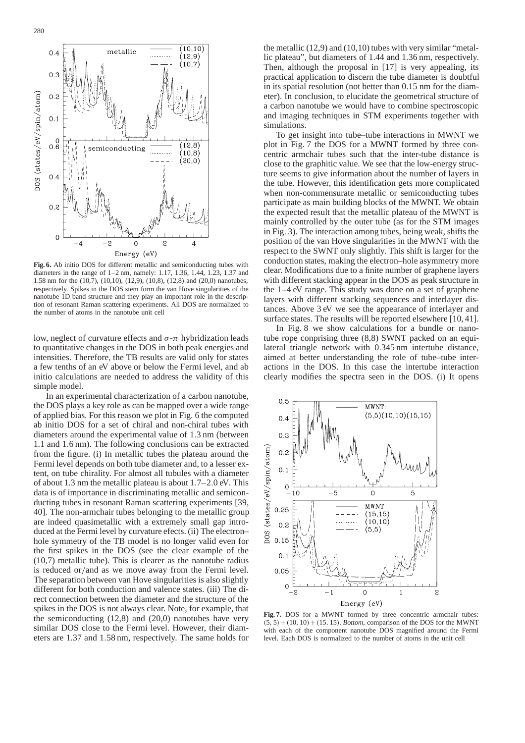**Fig. 6.** Ab initio DOS for different metallic and semiconducting tubes with diameters in the range of 1–2 nm, namely: 1.17, 1.36, 1.44, 1.23, 1.37 and 1.58 nm for the (10,7), (10,10), (12,9), (10,8), (12,8) and (20,0) nanotubes, respectively. Spikes in the DOS stem form the van Hove singularities of the nanotube 1D band structure and they play an important role in the description of resonant Raman scattering experiments. All DOS are normalized to the number of atoms in the nanotube unit cell

low, neglect of curvature effects and $\sigma$-$\pi$ hybridization leads to quantitative changes in the DOS in both peak energies and intensities. Therefore, the TB results are valid only for states a few tenths of an eV above or below the Fermi level, and ab initio calculations are needed to address the validity of this simple model.

In an experimental characterization of a carbon nanotube, the DOS plays a key role as can be mapped over a wide range of applied bias. For this reason we plot in Fig. 6 the computed ab initio DOS for a set of chiral and non-chiral tubes with diameters around the experimental value of 1.3 nm (between 1.1 and 1.6 nm). The following conclusions can be extracted from the figure. (i) In metallic tubes the plateau around the Fermi level depends on both tube diameter and, to a lesser extent, on tube chirality. For almost all tubules with a diameter of about 1.3 nm the metallic plateau is about 1.7–2.0 eV. This data is of importance in discriminating metallic and semiconducting tubes in resonant Raman scattering experiments [39, 40]. The non-armchair tubes belonging to the metallic group are indeed quasimetallic with a extremely small gap introduced at the Fermi level by curvature efects. (ii) The electron–hole symmetry of the TB model is no longer valid even for the first spikes in the DOS (see the clear example of the (10,7) metallic tube). This is clearer as the nanotube radius is reduced or/and as we move away from the Fermi level. The separation between van Hove singularities is also slightly different for both conduction and valence states. (iii) The direct connection between the diameter and the structure of the spikes in the DOS is not always clear. Note, for example, that the semiconducting (12,8) and (20,0) nanotubes have very similar DOS close to the Fermi level. However, their diameters are 1.37 and 1.58 nm, respectively. The same holds for the metallic (12,9) and (10,10) tubes with very similar "metallic plateau", but diameters of 1.44 and 1.36 nm, respectively. Then, although the proposal in [17] is very appealing, its practical application to discern the tube diameter is doubtful in its spatial resolution (not better than 0.15 nm for the diameter). In conclusion, to elucidate the geometrical structure of a carbon nanotube we would have to combine spectroscopic and imaging techniques in STM experiments together with simulations.

To get insight into tube–tube interactions in MWNT we plot in Fig. 7 the DOS for a MWNT formed by three concentric armchair tubes such that the inter-tube distance is close to the graphitic value. We see that the low-energy structure seems to give information about the number of layers in the tube. However, this identification gets more complicated when non-commensurate metallic or semiconducting tubes participate as main building blocks of the MWNT. We obtain the expected result that the metallic plateau of the MWNT is mainly controlled by the outer tube (as for the STM images in Fig. 3). The interaction among tubes, being weak, shifts the position of the van Hove singularities in the MWNT with the respect to the SWNT only slightly. This shift is larger for the conduction states, making the electron–hole asymmetry more clear. Modifications due to a finite number of graphene layers with different stacking appear in the DOS as peak structure in the 1–4 eV range. This study was done on a set of graphene layers with different stacking sequences and interlayer distances. Above 3 eV we see the appearance of interlayer and surface states. The results will be reported elsewhere [10, 41].

In Fig. 8 we show calculations for a bundle or nanotube rope conprising three (8,8) SWNT packed on an equilateral triangle network with 0.345 nm intertube distance, aimed at better understanding the role of tube–tube interactions in the DOS. In this case the intertube interaction clearly modifies the spectra seen in the DOS. (i) It opens

**Fig. 7.** DOS for a MWNT formed by three concentric armchair tubes: $(5,5)+(10,10)+(15,15)$. *Bottom*, comparison of the DOS for the MWNT with each of the component nanotube DOS magnified around the Fermi level. Each DOS is normalized to the number of atoms in the unit cell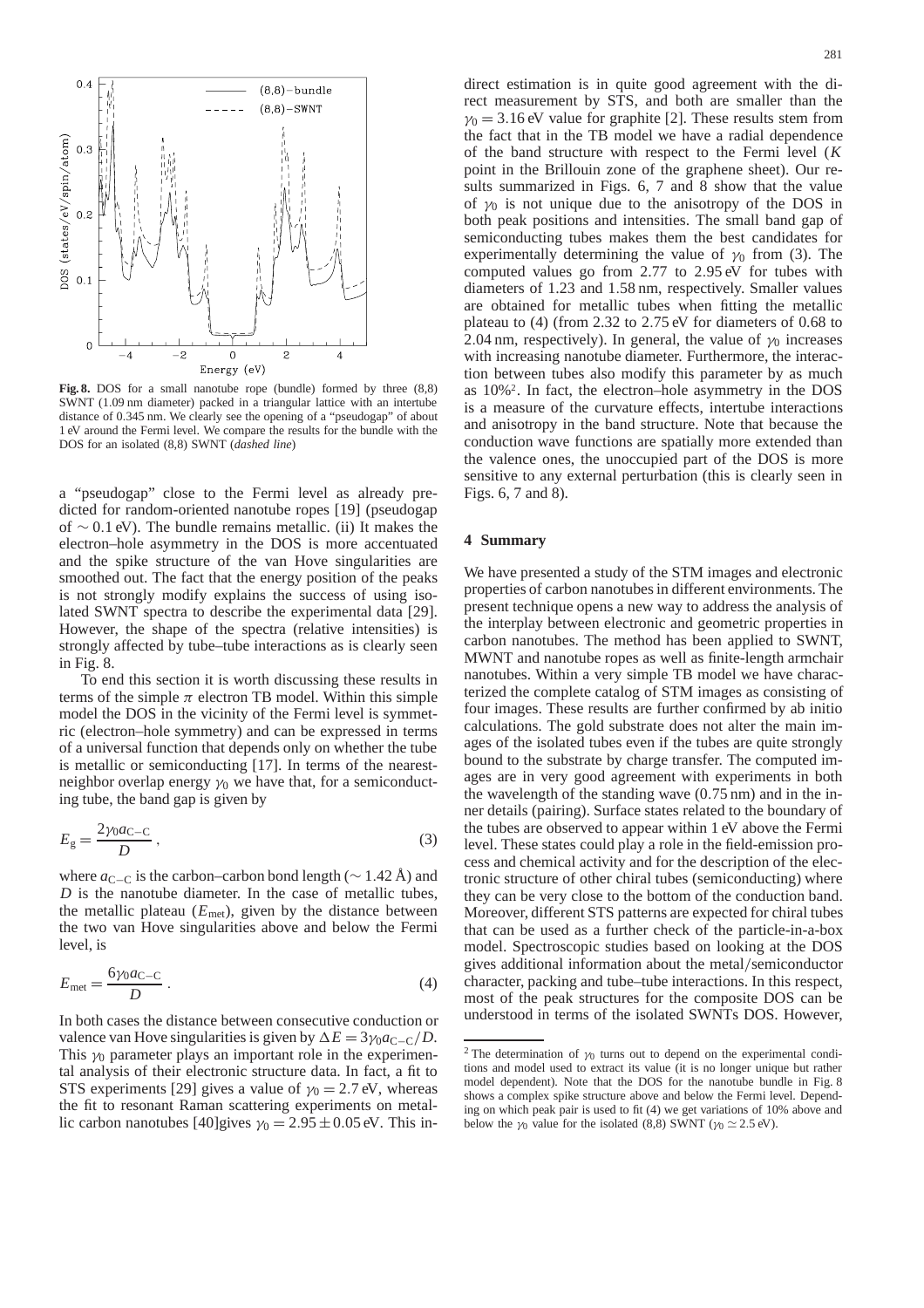**Fig. 8.** DOS for a small nanotube rope (bundle) formed by three (8,8) SWNT (1.09 nm diameter) packed in a triangular lattice with an intertube distance of 0.345 nm. We clearly see the opening of a "pseudogap" of about 1 eV around the Fermi level. We compare the results for the bundle with the DOS for an isolated (8,8) SWNT (*dashed line*)

a "pseudogap" close to the Fermi level as already predicted for random-oriented nanotube ropes [19] (pseudogap of $\sim 0.1$ eV). The bundle remains metallic. (ii) It makes the electron–hole asymmetry in the DOS is more accentuated and the spike structure of the van Hove singularities are smoothed out. The fact that the energy position of the peaks is not strongly modify explains the success of using isolated SWNT spectra to describe the experimental data [29]. However, the shape of the spectra (relative intensities) is strongly affected by tube–tube interactions as is clearly seen in Fig. 8.

To end this section it is worth discussing these results in terms of the simple $\pi$ electron TB model. Within this simple model the DOS in the vicinity of the Fermi level is symmetric (electron–hole symmetry) and can be expressed in terms of a universal function that depends only on whether the tube is metallic or semiconducting [17]. In terms of the nearest-neighbor overlap energy $\gamma_0$ we have that, for a semiconducting tube, the band gap is given by

$$E_g = \frac{2\gamma_0 a_{C-C}}{D}\,, \tag{3}$$

where $a_{C-C}$ is the carbon–carbon bond length ($\sim 1.42$ Å) and $D$ is the nanotube diameter. In the case of metallic tubes, the metallic plateau ($E_{met}$), given by the distance between the two van Hove singularities above and below the Fermi level, is

$$E_{met} = \frac{6\gamma_0 a_{C-C}}{D}\,. \tag{4}$$

In both cases the distance between consecutive conduction or valence van Hove singularities is given by $\Delta E = 3\gamma_0 a_{C-C}/D$. This $\gamma_0$ parameter plays an important role in the experimental analysis of their electronic structure data. In fact, a fit to STS experiments [29] gives a value of $\gamma_0 = 2.7$ eV, whereas the fit to resonant Raman scattering experiments on metallic carbon nanotubes [40]gives $\gamma_0 = 2.95 \pm 0.05$ eV. This indirect estimation is in quite good agreement with the direct measurement by STS, and both are smaller than the $\gamma_0 = 3.16$ eV value for graphite [2]. These results stem from the fact that in the TB model we have a radial dependence of the band structure with respect to the Fermi level ($K$ point in the Brillouin zone of the graphene sheet). Our results summarized in Figs. 6, 7 and 8 show that the value of $\gamma_0$ is not unique due to the anisotropy of the DOS in both peak positions and intensities. The small band gap of semiconducting tubes makes them the best candidates for experimentally determining the value of $\gamma_0$ from (3). The computed values go from 2.77 to 2.95 eV for tubes with diameters of 1.23 and 1.58 nm, respectively. Smaller values are obtained for metallic tubes when fitting the metallic plateau to (4) (from 2.32 to 2.75 eV for diameters of 0.68 to 2.04 nm, respectively). In general, the value of $\gamma_0$ increases with increasing nanotube diameter. Furthermore, the interaction between tubes also modify this parameter by as much as 10%[2]. In fact, the electron–hole asymmetry in the DOS is a measure of the curvature effects, intertube interactions and anisotropy in the band structure. Note that because the conduction wave functions are spatially more extended than the valence ones, the unoccupied part of the DOS is more sensitive to any external perturbation (this is clearly seen in Figs. 6, 7 and 8).

## 4 Summary

We have presented a study of the STM images and electronic properties of carbon nanotubes in different environments. The present technique opens a new way to address the analysis of the interplay between electronic and geometric properties in carbon nanotubes. The method has been applied to SWNT, MWNT and nanotube ropes as well as finite-length armchair nanotubes. Within a very simple TB model we have characterized the complete catalog of STM images as consisting of four images. These results are further confirmed by ab initio calculations. The gold substrate does not alter the main images of the isolated tubes even if the tubes are quite strongly bound to the substrate by charge transfer. The computed images are in very good agreement with experiments in both the wavelength of the standing wave (0.75 nm) and in the inner details (pairing). Surface states related to the boundary of the tubes are observed to appear within 1 eV above the Fermi level. These states could play a role in the field-emission process and chemical activity and for the description of the electronic structure of other chiral tubes (semiconducting) where they can be very close to the bottom of the conduction band. Moreover, different STS patterns are expected for chiral tubes that can be used as a further check of the particle-in-a-box model. Spectroscopic studies based on looking at the DOS gives additional information about the metal/semiconductor character, packing and tube–tube interactions. In this respect, most of the peak structures for the composite DOS can be understood in terms of the isolated SWNTs DOS. However,

[2] The determination of $\gamma_0$ turns out to depend on the experimental conditions and model used to extract its value (it is no longer unique but rather model dependent). Note that the DOS for the nanotube bundle in Fig. 8 shows a complex spike structure above and below the Fermi level. Depending on which peak pair is used to fit (4) we get variations of 10% above and below the $\gamma_0$ value for the isolated (8,8) SWNT ($\gamma_0 \simeq 2.5$ eV).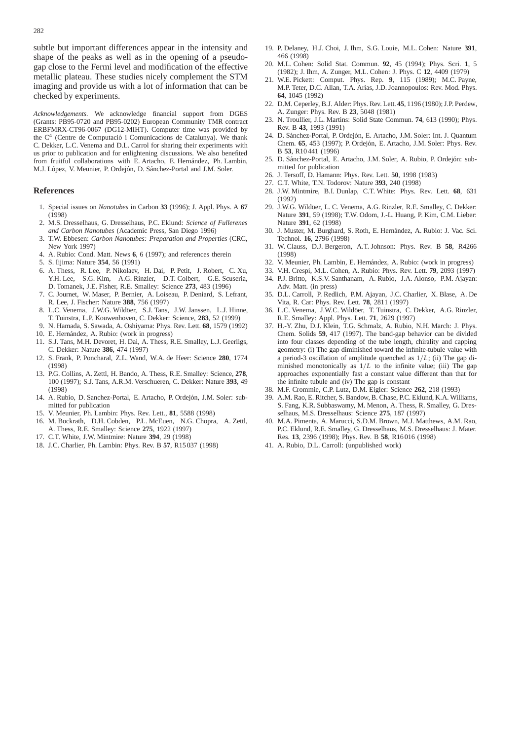subtle but important differences appear in the intensity and shape of the peaks as well as in the opening of a pseudo-gap close to the Fermi level and modification of the effective metallic plateau. These studies nicely complement the STM imaging and provide us with a lot of information that can be checked by experiments.

*Acknowledgements.* We acknowledge financial support from DGES (Grants: PB95-0720 and PB95-0202) European Community TMR contract ERBFMRX-CT96-0067 (DG12-MIHT). Computer time was provided by the $C^4$ (Centre de Computació i Comunicacions de Catalunya). We thank C. Dekker, L.C. Venema and D.L. Carrol for sharing their experiments with us prior to publication and for enlightening discussions. We also benefited from fruitful collaborations with E. Artacho, E. Hernández, Ph. Lambin, M.J. López, V. Meunier, P. Ordejón, D. Sánchez-Portal and J.M. Soler.

## References

1. Special issues on *Nanotubes* in Carbon **33** (1996); J. Appl. Phys. A **67** (1998)
2. M.S. Dresselhaus, G. Dresselhaus, P.C. Eklund: *Science of Fullerenes and Carbon Nanotubes* (Academic Press, San Diego 1996)
3. T.W. Ebbesen: *Carbon Nanotubes: Preparation and Properties* (CRC, New York 1997)
4. A. Rubio: Cond. Matt. News **6**, 6 (1997); and references therein
5. S. Iijima: Nature **354**, 56 (1991)
6. A. Thess, R. Lee, P. Nikolaev, H. Dai, P. Petit, J. Robert, C. Xu, Y.H. Lee, S.G. Kim, A.G. Rinzler, D.T. Colbert, G.E. Scuseria, D. Tomanek, J.E. Fisher, R.E. Smalley: Science **273**, 483 (1996)
7. C. Journet, W. Maser, P. Bernier, A. Loiseau, P. Deniard, S. Lefrant, R. Lee, J. Fischer: Nature **388**, 756 (1997)
8. L.C. Venema, J.W.G. Wildöer, S.J. Tans, J.W. Janssen, L.J. Hinne, T. Tuinstra, L.P. Kouwenhoven, C. Dekker: Science, **283**, 52 (1999)
9. N. Hamada, S. Sawada, A. Oshiyama: Phys. Rev. Lett. **68**, 1579 (1992)
10. E. Hernández, A. Rubio: (work in progress)
11. S.J. Tans, M.H. Devoret, H. Dai, A. Thess, R.E. Smalley, L.J. Geerligs, C. Dekker: Nature **386**, 474 (1997)
12. S. Frank, P. Poncharal, Z.L. Wand, W.A. de Heer: Science **280**, 1774 (1998)
13. P.G. Collins, A. Zettl, H. Bando, A. Thess, R.E. Smalley: Science, **278**, 100 (1997); S.J. Tans, A.R.M. Verschueren, C. Dekker: Nature **393**, 49 (1998)
14. A. Rubio, D. Sanchez-Portal, E. Artacho, P. Ordejón, J.M. Soler: submitted for publication
15. V. Meunier, Ph. Lambin: Phys. Rev. Lett., **81**, 5588 (1998)
16. M. Bockrath, D.H. Cobden, P.L. McEuen, N.G. Chopra, A. Zettl, A. Thess, R.E. Smalley: Science **275**, 1922 (1997)
17. C.T. White, J.W. Mintmire: Nature **394**, 29 (1998)
18. J.C. Charlier, Ph. Lambin: Phys. Rev. B **57**, R15 037 (1998)
19. P. Delaney, H.J. Choi, J. Ihm, S.G. Louie, M.L. Cohen: Nature **391**, 466 (1998)
20. M.L. Cohen: Solid Stat. Commun. **92**, 45 (1994); Phys. Scri. **1**, 5 (1982); J. Ihm, A. Zunger, M.L. Cohen: J. Phys. C **12**, 4409 (1979)
21. W.E. Pickett: Comput. Phys. Rep. **9**, 115 (1989); M.C. Payne, M.P. Teter, D.C. Allan, T.A. Arias, J.D. Joannopoulos: Rev. Mod. Phys. **64**, 1045 (1992)
22. D.M. Ceperley, B.J. Alder: Phys. Rev. Lett. **45**, 1196 (1980); J.P. Perdew, A. Zunger: Phys. Rev. B **23**, 5048 (1981)
23. N. Troullier, J.L. Martins: Solid State Commun. **74**, 613 (1990); Phys. Rev. B **43**, 1993 (1991)
24. D. Sánchez-Portal, P. Ordejón, E. Artacho, J.M. Soler: Int. J. Quantum Chem. **65**, 453 (1997); P. Ordejón, E. Artacho, J.M. Soler: Phys. Rev. B **53**, R10 441 (1996)
25. D. Sánchez-Portal, E. Artacho, J.M. Soler, A. Rubio, P. Ordejón: submitted for publication
26. J. Tersoff, D. Hamann: Phys. Rev. Lett. **50**, 1998 (1983)
27. C.T. White, T.N. Todorov: Nature **393**, 240 (1998)
28. J.W. Mintmire, B.I. Dunlap, C.T. White: Phys. Rev. Lett. **68**, 631 (1992)
29. J.W.G. Wildöer, L. C. Venema, A.G. Rinzler, R.E. Smalley, C. Dekker: Nature **391**, 59 (1998); T.W. Odom, J.-L. Huang, P. Kim, C.M. Lieber: Nature **391**, 62 (1998)
30. J. Muster, M. Burghard, S. Roth, E. Hernández, A. Rubio: J. Vac. Sci. Technol. **16**, 2796 (1998)
31. W. Clauss, D.J. Bergeron, A.T. Johnson: Phys. Rev. B **58**, R4266 (1998)
32. V. Meunier, Ph. Lambin, E. Hernández, A. Rubio: (work in progress)
33. V.H. Crespi, M.L. Cohen, A. Rubio: Phys. Rev. Lett. **79**, 2093 (1997)
34. P.J. Britto, K.S.V. Santhanam, A. Rubio, J.A. Alonso, P.M. Ajayan: Adv. Matt. (in press)
35. D.L. Carroll, P. Redlich, P.M. Ajayan, J.C. Charlier, X. Blase, A. De Vita, R. Car: Phys. Rev. Lett. **78**, 2811 (1997)
36. L.C. Venema, J.W.C. Wildöer, T. Tuinstra, C. Dekker, A.G. Rinzler, R.E. Smalley: Appl. Phys. Lett. **71**, 2629 (1997)
37. H.-Y. Zhu, D.J. Klein, T.G. Schmalz, A. Rubio, N.H. March: J. Phys. Chem. Solids **59**, 417 (1997). The band-gap behavior can be divided into four classes depending of the tube length, chirality and capping geometry: (i) The gap diminished toward the infinite-tubule value with a period-3 oscillation of amplitude quenched as $1/L$; (ii) The gap diminished monotonically as $1/L$ to the infinite value; (iii) The gap approaches exponentially fast a constant value different than that for the infinite tubule and (iv) The gap is constant
38. M.F. Crommie, C.P. Lutz, D.M. Eigler: Science **262**, 218 (1993)
39. A.M. Rao, E. Ritcher, S. Bandow, B. Chase, P.C. Eklund, K.A. Williams, S. Fang, K.R. Subbaswamy, M. Menon, A. Thess, R. Smalley, G. Dresselhaus, M.S. Dresselhaus: Science **275**, 187 (1997)
40. M.A. Pimenta, A. Marucci, S.D.M. Brown, M.J. Matthews, A.M. Rao, P.C. Eklund, R.E. Smalley, G. Dresselhaus, M.S. Dresselhaus: J. Mater. Res. **13**, 2396 (1998); Phys. Rev. B **58**, R16 016 (1998)
41. A. Rubio, D.L. Carroll: (unpublished work)